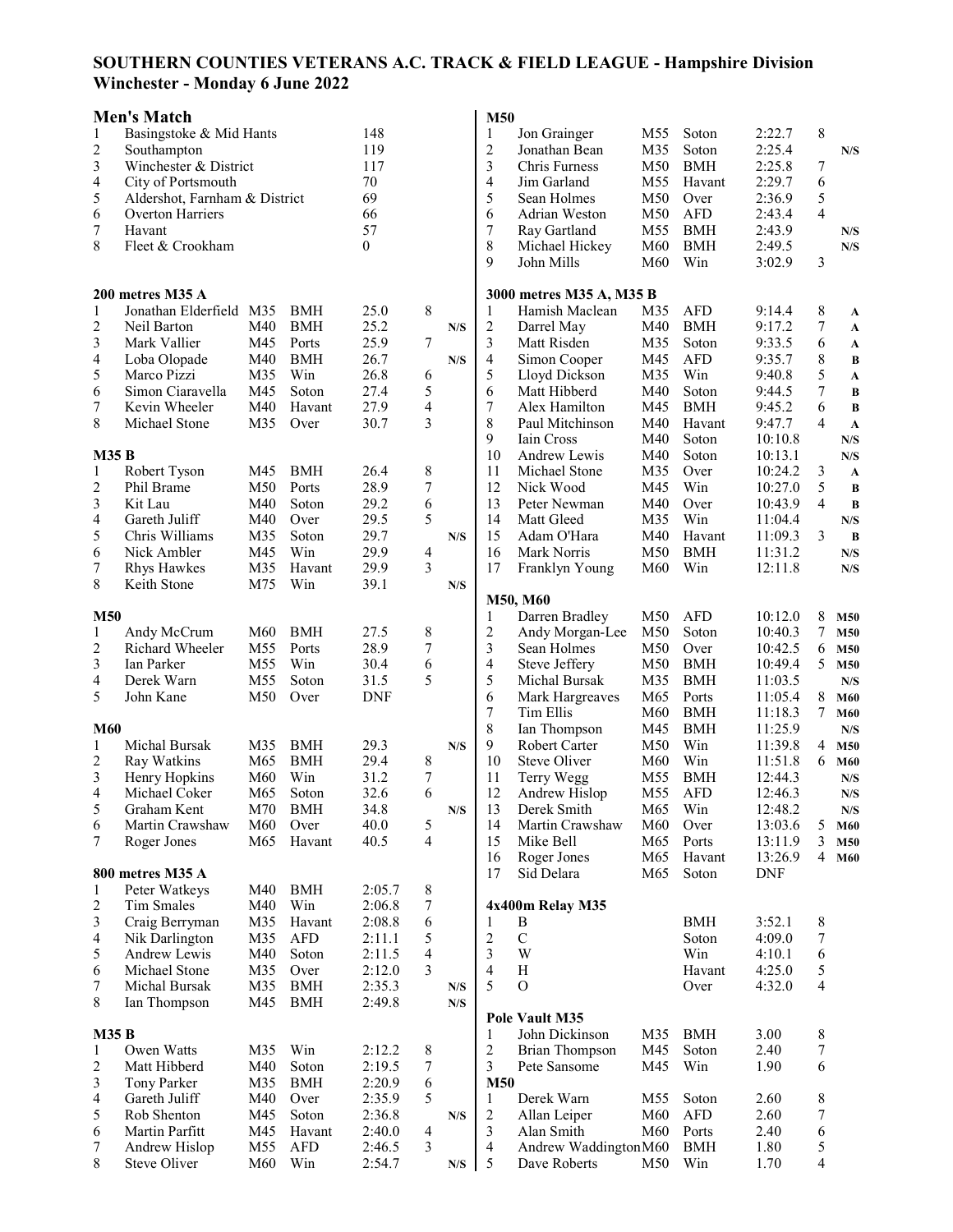# SOUTHERN COUNTIES VETERANS A.C. TRACK & FIELD LEAGUE - Hampshire Division
## Winchester - Monday 6 June 2022

### Men's Match

| | | |
|---|---|---|
| 1 | Basingstoke & Mid Hants | 148 |
| 2 | Southampton | 119 |
| 3 | Winchester & District | 117 |
| 4 | City of Portsmouth | 70 |
| 5 | Aldershot, Farnham & District | 69 |
| 6 | Overton Harriers | 66 |
| 7 | Havant | 57 |
| 8 | Fleet & Crookham | 0 |

### 200 metres M35 A

| | | | | | | |
|---|---|---|---|---|---|---|
| 1 | Jonathan Elderfield | M35 | BMH | 25.0 | 8 | |
| 2 | Neil Barton | M40 | BMH | 25.2 | | N/S |
| 3 | Mark Vallier | M45 | Ports | 25.9 | 7 | |
| 4 | Loba Olopade | M40 | BMH | 26.7 | | N/S |
| 5 | Marco Pizzi | M35 | Win | 26.8 | 6 | |
| 6 | Simon Ciaravella | M45 | Soton | 27.4 | 5 | |
| 7 | Kevin Wheeler | M40 | Havant | 27.9 | 4 | |
| 8 | Michael Stone | M35 | Over | 30.7 | 3 | |

### M35 B

| | | | | | | |
|---|---|---|---|---|---|---|
| 1 | Robert Tyson | M45 | BMH | 26.4 | 8 | |
| 2 | Phil Brame | M50 | Ports | 28.9 | 7 | |
| 3 | Kit Lau | M40 | Soton | 29.2 | 6 | |
| 4 | Gareth Juliff | M40 | Over | 29.5 | 5 | |
| 5 | Chris Williams | M35 | Soton | 29.7 | | N/S |
| 6 | Nick Ambler | M45 | Win | 29.9 | 4 | |
| 7 | Rhys Hawkes | M35 | Havant | 29.9 | 3 | |
| 8 | Keith Stone | M75 | Win | 39.1 | | N/S |

### M50

| | | | | | |
|---|---|---|---|---|---|
| 1 | Andy McCrum | M60 | BMH | 27.5 | 8 |
| 2 | Richard Wheeler | M55 | Ports | 28.9 | 7 |
| 3 | Ian Parker | M55 | Win | 30.4 | 6 |
| 4 | Derek Warn | M55 | Soton | 31.5 | 5 |
| 5 | John Kane | M50 | Over | DNF | |

### M60

| | | | | | | |
|---|---|---|---|---|---|---|
| 1 | Michal Bursak | M35 | BMH | 29.3 | | N/S |
| 2 | Ray Watkins | M65 | BMH | 29.4 | 8 | |
| 3 | Henry Hopkins | M60 | Win | 31.2 | 7 | |
| 4 | Michael Coker | M65 | Soton | 32.6 | 6 | |
| 5 | Graham Kent | M70 | BMH | 34.8 | | N/S |
| 6 | Martin Crawshaw | M60 | Over | 40.0 | 5 | |
| 7 | Roger Jones | M65 | Havant | 40.5 | 4 | |

### 800 metres M35 A

| | | | | | | |
|---|---|---|---|---|---|---|
| 1 | Peter Watkeys | M40 | BMH | 2:05.7 | 8 | |
| 2 | Tim Smales | M40 | Win | 2:06.8 | 7 | |
| 3 | Craig Berryman | M35 | Havant | 2:08.8 | 6 | |
| 4 | Nik Darlington | M35 | AFD | 2:11.1 | 5 | |
| 5 | Andrew Lewis | M40 | Soton | 2:11.5 | 4 | |
| 6 | Michael Stone | M35 | Over | 2:12.0 | 3 | |
| 7 | Michal Bursak | M35 | BMH | 2:35.3 | | N/S |
| 8 | Ian Thompson | M45 | BMH | 2:49.8 | | N/S |

### M35 B

| | | | | | | |
|---|---|---|---|---|---|---|
| 1 | Owen Watts | M35 | Win | 2:12.2 | 8 | |
| 2 | Matt Hibberd | M40 | Soton | 2:19.5 | 7 | |
| 3 | Tony Parker | M35 | BMH | 2:20.9 | 6 | |
| 4 | Gareth Juliff | M40 | Over | 2:35.9 | 5 | |
| 5 | Rob Shenton | M45 | Soton | 2:36.8 | | N/S |
| 6 | Martin Parfitt | M45 | Havant | 2:40.0 | 4 | |
| 7 | Andrew Hislop | M55 | AFD | 2:46.5 | 3 | |
| 8 | Steve Oliver | M60 | Win | 2:54.7 | | N/S |

### M50

| | | | | | | |
|---|---|---|---|---|---|---|
| 1 | Jon Grainger | M55 | Soton | 2:22.7 | 8 | |
| 2 | Jonathan Bean | M35 | Soton | 2:25.4 | | N/S |
| 3 | Chris Furness | M50 | BMH | 2:25.8 | 7 | |
| 4 | Jim Garland | M55 | Havant | 2:29.7 | 6 | |
| 5 | Sean Holmes | M50 | Over | 2:36.9 | 5 | |
| 6 | Adrian Weston | M50 | AFD | 2:43.4 | 4 | |
| 7 | Ray Gartland | M55 | BMH | 2:43.9 | | N/S |
| 8 | Michael Hickey | M60 | BMH | 2:49.5 | | N/S |
| 9 | John Mills | M60 | Win | 3:02.9 | 3 | |

### 3000 metres M35 A, M35 B

| | | | | | | |
|---|---|---|---|---|---|---|
| 1 | Hamish Maclean | M35 | AFD | 9:14.4 | 8 | A |
| 2 | Darrel May | M40 | BMH | 9:17.2 | 7 | A |
| 3 | Matt Risden | M35 | Soton | 9:33.5 | 6 | A |
| 4 | Simon Cooper | M45 | AFD | 9:35.7 | 8 | B |
| 5 | Lloyd Dickson | M35 | Win | 9:40.8 | 5 | A |
| 6 | Matt Hibberd | M40 | Soton | 9:44.5 | 7 | B |
| 7 | Alex Hamilton | M45 | BMH | 9:45.2 | 6 | B |
| 8 | Paul Mitchinson | M40 | Havant | 9:47.7 | 4 | A |
| 9 | Iain Cross | M40 | Soton | 10:10.8 | | N/S |
| 10 | Andrew Lewis | M40 | Soton | 10:13.1 | | N/S |
| 11 | Michael Stone | M35 | Over | 10:24.2 | 3 | A |
| 12 | Nick Wood | M45 | Win | 10:27.0 | 5 | B |
| 13 | Peter Newman | M40 | Over | 10:43.9 | 4 | B |
| 14 | Matt Gleed | M35 | Win | 11:04.4 | | N/S |
| 15 | Adam O'Hara | M40 | Havant | 11:09.3 | 3 | B |
| 16 | Mark Norris | M50 | BMH | 11:31.2 | | N/S |
| 17 | Franklyn Young | M60 | Win | 12:11.8 | | N/S |

### M50, M60

| | | | | | | |
|---|---|---|---|---|---|---|
| 1 | Darren Bradley | M50 | AFD | 10:12.0 | 8 | M50 |
| 2 | Andy Morgan-Lee | M50 | Soton | 10:40.3 | 7 | M50 |
| 3 | Sean Holmes | M50 | Over | 10:42.5 | 6 | M50 |
| 4 | Steve Jeffery | M50 | BMH | 10:49.4 | 5 | M50 |
| 5 | Michal Bursak | M35 | BMH | 11:03.5 | | N/S |
| 6 | Mark Hargreaves | M65 | Ports | 11:05.4 | 8 | M60 |
| 7 | Tim Ellis | M60 | BMH | 11:18.3 | 7 | M60 |
| 8 | Ian Thompson | M45 | BMH | 11:25.9 | | N/S |
| 9 | Robert Carter | M50 | Win | 11:39.8 | 4 | M50 |
| 10 | Steve Oliver | M60 | Win | 11:51.8 | 6 | M60 |
| 11 | Terry Wegg | M55 | BMH | 12:44.3 | | N/S |
| 12 | Andrew Hislop | M55 | AFD | 12:46.3 | | N/S |
| 13 | Derek Smith | M65 | Win | 12:48.2 | | N/S |
| 14 | Martin Crawshaw | M60 | Over | 13:03.6 | 5 | M60 |
| 15 | Mike Bell | M65 | Ports | 13:11.9 | 3 | M50 |
| 16 | Roger Jones | M65 | Havant | 13:26.9 | 4 | M60 |
| 17 | Sid Delara | M65 | Soton | DNF | | |

### 4x400m Relay M35

| | | | | |
|---|---|---|---|---|
| 1 | B | BMH | 3:52.1 | 8 |
| 2 | C | Soton | 4:09.0 | 7 |
| 3 | W | Win | 4:10.1 | 6 |
| 4 | H | Havant | 4:25.0 | 5 |
| 5 | O | Over | 4:32.0 | 4 |

### Pole Vault M35

| | | | | | |
|---|---|---|---|---|---|
| 1 | John Dickinson | M35 | BMH | 3.00 | 8 |
| 2 | Brian Thompson | M45 | Soton | 2.40 | 7 |
| 3 | Pete Sansome | M45 | Win | 1.90 | 6 |

### M50

| | | | | | |
|---|---|---|---|---|---|
| 1 | Derek Warn | M55 | Soton | 2.60 | 8 |
| 2 | Allan Leiper | M60 | AFD | 2.60 | 7 |
| 3 | Alan Smith | M60 | Ports | 2.40 | 6 |
| 4 | Andrew Waddington | M60 | BMH | 1.80 | 5 |
| 5 | Dave Roberts | M50 | Win | 1.70 | 4 |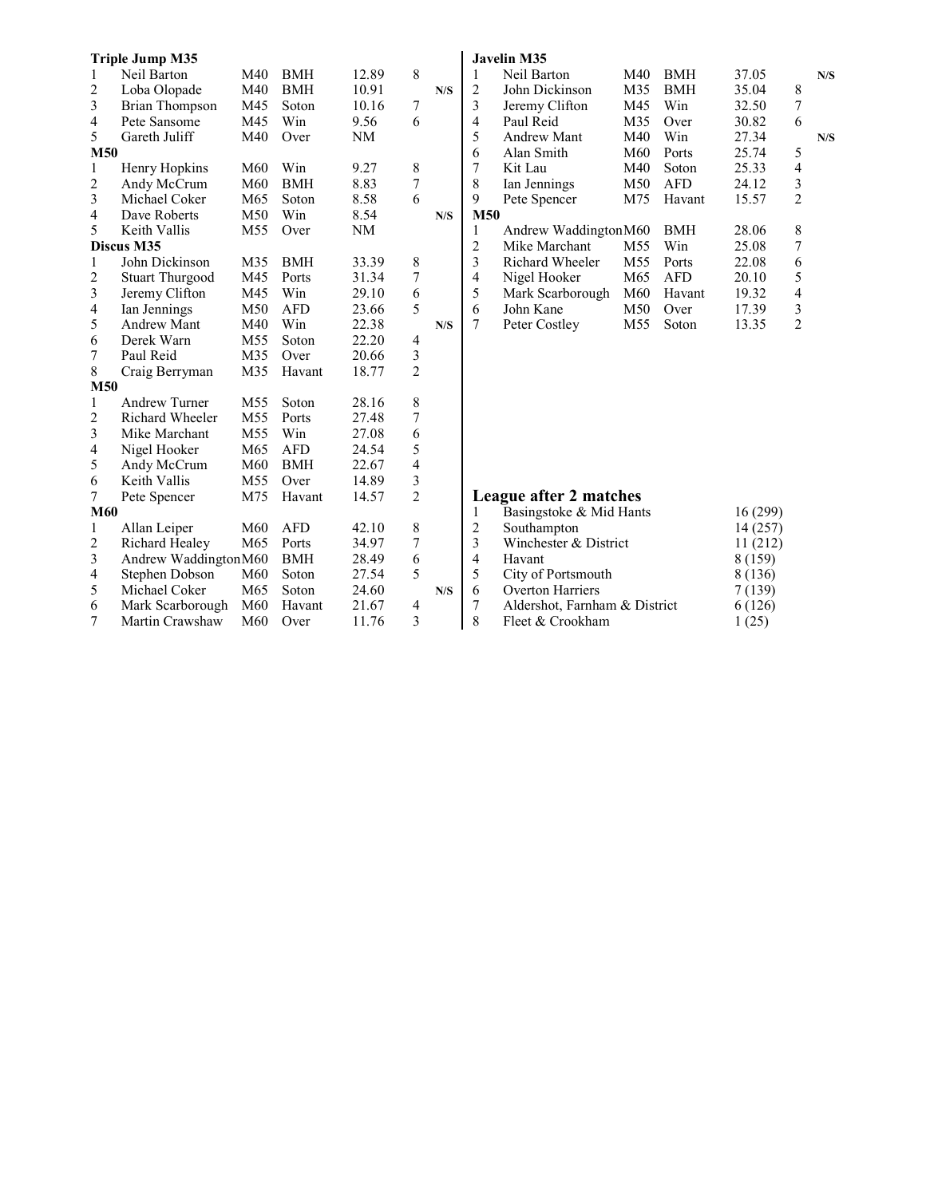**Triple Jump M35**

| | | | | | | |
|---|---|---|---|---|---|---|
| 1 | Neil Barton | M40 | BMH | 12.89 | 8 | |
| 2 | Loba Olopade | M40 | BMH | 10.91 | | N/S |
| 3 | Brian Thompson | M45 | Soton | 10.16 | 7 | |
| 4 | Pete Sansome | M45 | Win | 9.56 | 6 | |
| 5 | Gareth Juliff | M40 | Over | NM | | |

**M50**

| | | | | | | |
|---|---|---|---|---|---|---|
| 1 | Henry Hopkins | M60 | Win | 9.27 | 8 | |
| 2 | Andy McCrum | M60 | BMH | 8.83 | 7 | |
| 3 | Michael Coker | M65 | Soton | 8.58 | 6 | |
| 4 | Dave Roberts | M50 | Win | 8.54 | | N/S |
| 5 | Keith Vallis | M55 | Over | NM | | |

**Discus M35**

| | | | | | | |
|---|---|---|---|---|---|---|
| 1 | John Dickinson | M35 | BMH | 33.39 | 8 | |
| 2 | Stuart Thurgood | M45 | Ports | 31.34 | 7 | |
| 3 | Jeremy Clifton | M45 | Win | 29.10 | 6 | |
| 4 | Ian Jennings | M50 | AFD | 23.66 | 5 | |
| 5 | Andrew Mant | M40 | Win | 22.38 | | N/S |
| 6 | Derek Warn | M55 | Soton | 22.20 | 4 | |
| 7 | Paul Reid | M35 | Over | 20.66 | 3 | |
| 8 | Craig Berryman | M35 | Havant | 18.77 | 2 | |

**M50**

| | | | | | |
|---|---|---|---|---|---|
| 1 | Andrew Turner | M55 | Soton | 28.16 | 8 |
| 2 | Richard Wheeler | M55 | Ports | 27.48 | 7 |
| 3 | Mike Marchant | M55 | Win | 27.08 | 6 |
| 4 | Nigel Hooker | M65 | AFD | 24.54 | 5 |
| 5 | Andy McCrum | M60 | BMH | 22.67 | 4 |
| 6 | Keith Vallis | M55 | Over | 14.89 | 3 |
| 7 | Pete Spencer | M75 | Havant | 14.57 | 2 |

**M60**

| | | | | | | |
|---|---|---|---|---|---|---|
| 1 | Allan Leiper | M60 | AFD | 42.10 | 8 | |
| 2 | Richard Healey | M65 | Ports | 34.97 | 7 | |
| 3 | Andrew Waddington | M60 | BMH | 28.49 | 6 | |
| 4 | Stephen Dobson | M60 | Soton | 27.54 | 5 | |
| 5 | Michael Coker | M65 | Soton | 24.60 | | N/S |
| 6 | Mark Scarborough | M60 | Havant | 21.67 | 4 | |
| 7 | Martin Crawshaw | M60 | Over | 11.76 | 3 | |

**Javelin M35**

| | | | | | | |
|---|---|---|---|---|---|---|
| 1 | Neil Barton | M40 | BMH | 37.05 | | N/S |
| 2 | John Dickinson | M35 | BMH | 35.04 | 8 | |
| 3 | Jeremy Clifton | M45 | Win | 32.50 | 7 | |
| 4 | Paul Reid | M35 | Over | 30.82 | 6 | |
| 5 | Andrew Mant | M40 | Win | 27.34 | | N/S |
| 6 | Alan Smith | M60 | Ports | 25.74 | 5 | |
| 7 | Kit Lau | M40 | Soton | 25.33 | 4 | |
| 8 | Ian Jennings | M50 | AFD | 24.12 | 3 | |
| 9 | Pete Spencer | M75 | Havant | 15.57 | 2 | |

**M50**

| | | | | | |
|---|---|---|---|---|---|
| 1 | Andrew Waddington | M60 | BMH | 28.06 | 8 |
| 2 | Mike Marchant | M55 | Win | 25.08 | 7 |
| 3 | Richard Wheeler | M55 | Ports | 22.08 | 6 |
| 4 | Nigel Hooker | M65 | AFD | 20.10 | 5 |
| 5 | Mark Scarborough | M60 | Havant | 19.32 | 4 |
| 6 | John Kane | M50 | Over | 17.39 | 3 |
| 7 | Peter Costley | M55 | Soton | 13.35 | 2 |

## League after 2 matches

| | | |
|---|---|---|
| 1 | Basingstoke & Mid Hants | 16 (299) |
| 2 | Southampton | 14 (257) |
| 3 | Winchester & District | 11 (212) |
| 4 | Havant | 8 (159) |
| 5 | City of Portsmouth | 8 (136) |
| 6 | Overton Harriers | 7 (139) |
| 7 | Aldershot, Farnham & District | 6 (126) |
| 8 | Fleet & Crookham | 1 (25) |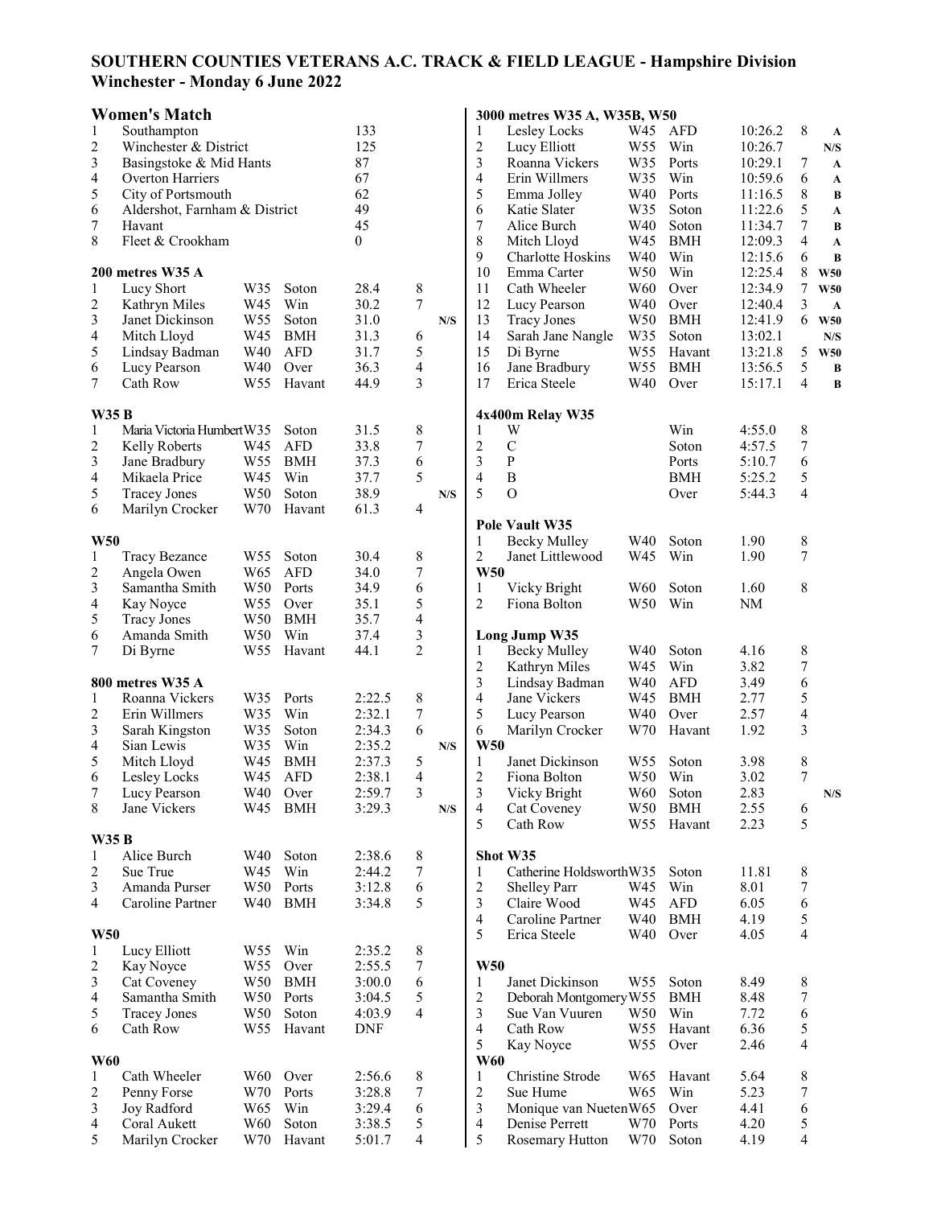## SOUTHERN COUNTIES VETERANS A.C. TRACK & FIELD LEAGUE - Hampshire Division
## Winchester - Monday 6 June 2022

### Women's Match

| | | |
|---|---|---|
| 1 | Southampton | 133 |
| 2 | Winchester & District | 125 |
| 3 | Basingstoke & Mid Hants | 87 |
| 4 | Overton Harriers | 67 |
| 5 | City of Portsmouth | 62 |
| 6 | Aldershot, Farnham & District | 49 |
| 7 | Havant | 45 |
| 8 | Fleet & Crookham | 0 |

### 200 metres W35 A

| | | | | | | |
|---|---|---|---|---|---|---|
| 1 | Lucy Short | W35 | Soton | 28.4 | 8 | |
| 2 | Kathryn Miles | W45 | Win | 30.2 | 7 | |
| 3 | Janet Dickinson | W55 | Soton | 31.0 | | N/S |
| 4 | Mitch Lloyd | W45 | BMH | 31.3 | 6 | |
| 5 | Lindsay Badman | W40 | AFD | 31.7 | 5 | |
| 6 | Lucy Pearson | W40 | Over | 36.3 | 4 | |
| 7 | Cath Row | W55 | Havant | 44.9 | 3 | |

**W35 B**

| | | | | | | |
|---|---|---|---|---|---|---|
| 1 | Maria Victoria Humbert | W35 | Soton | 31.5 | 8 | |
| 2 | Kelly Roberts | W45 | AFD | 33.8 | 7 | |
| 3 | Jane Bradbury | W55 | BMH | 37.3 | 6 | |
| 4 | Mikaela Price | W45 | Win | 37.7 | 5 | |
| 5 | Tracey Jones | W50 | Soton | 38.9 | | N/S |
| 6 | Marilyn Crocker | W70 | Havant | 61.3 | 4 | |

**W50**

| | | | | | |
|---|---|---|---|---|---|
| 1 | Tracy Bezance | W55 | Soton | 30.4 | 8 |
| 2 | Angela Owen | W65 | AFD | 34.0 | 7 |
| 3 | Samantha Smith | W50 | Ports | 34.9 | 6 |
| 4 | Kay Noyce | W55 | Over | 35.1 | 5 |
| 5 | Tracy Jones | W50 | BMH | 35.7 | 4 |
| 6 | Amanda Smith | W50 | Win | 37.4 | 3 |
| 7 | Di Byrne | W55 | Havant | 44.1 | 2 |

### 800 metres W35 A

| | | | | | | |
|---|---|---|---|---|---|---|
| 1 | Roanna Vickers | W35 | Ports | 2:22.5 | 8 | |
| 2 | Erin Willmers | W35 | Win | 2:32.1 | 7 | |
| 3 | Sarah Kingston | W35 | Soton | 2:34.3 | 6 | |
| 4 | Sian Lewis | W35 | Win | 2:35.2 | | N/S |
| 5 | Mitch Lloyd | W45 | BMH | 2:37.3 | 5 | |
| 6 | Lesley Locks | W45 | AFD | 2:38.1 | 4 | |
| 7 | Lucy Pearson | W40 | Over | 2:59.7 | 3 | |
| 8 | Jane Vickers | W45 | BMH | 3:29.3 | | N/S |

**W35 B**

| | | | | | |
|---|---|---|---|---|---|
| 1 | Alice Burch | W40 | Soton | 2:38.6 | 8 |
| 2 | Sue True | W45 | Win | 2:44.2 | 7 |
| 3 | Amanda Purser | W50 | Ports | 3:12.8 | 6 |
| 4 | Caroline Partner | W40 | BMH | 3:34.8 | 5 |

**W50**

| | | | | | |
|---|---|---|---|---|---|
| 1 | Lucy Elliott | W55 | Win | 2:35.2 | 8 |
| 2 | Kay Noyce | W55 | Over | 2:55.5 | 7 |
| 3 | Cat Coveney | W50 | BMH | 3:00.0 | 6 |
| 4 | Samantha Smith | W50 | Ports | 3:04.5 | 5 |
| 5 | Tracey Jones | W50 | Soton | 4:03.9 | 4 |
| 6 | Cath Row | W55 | Havant | DNF | |

**W60**

| | | | | | |
|---|---|---|---|---|---|
| 1 | Cath Wheeler | W60 | Over | 2:56.6 | 8 |
| 2 | Penny Forse | W70 | Ports | 3:28.8 | 7 |
| 3 | Joy Radford | W65 | Win | 3:29.4 | 6 |
| 4 | Coral Aukett | W60 | Soton | 3:38.5 | 5 |
| 5 | Marilyn Crocker | W70 | Havant | 5:01.7 | 4 |

### 3000 metres W35 A, W35B, W50

| | | | | | | |
|---|---|---|---|---|---|---|
| 1 | Lesley Locks | W45 | AFD | 10:26.2 | 8 | A |
| 2 | Lucy Elliott | W55 | Win | 10:26.7 | | N/S |
| 3 | Roanna Vickers | W35 | Ports | 10:29.1 | 7 | A |
| 4 | Erin Willmers | W35 | Win | 10:59.6 | 6 | A |
| 5 | Emma Jolley | W40 | Ports | 11:16.5 | 8 | B |
| 6 | Katie Slater | W35 | Soton | 11:22.6 | 5 | A |
| 7 | Alice Burch | W40 | Soton | 11:34.7 | 7 | B |
| 8 | Mitch Lloyd | W45 | BMH | 12:09.3 | 4 | A |
| 9 | Charlotte Hoskins | W40 | Win | 12:15.6 | 6 | B |
| 10 | Emma Carter | W50 | Win | 12:25.4 | 8 | W50 |
| 11 | Cath Wheeler | W60 | Over | 12:34.9 | 7 | W50 |
| 12 | Lucy Pearson | W40 | Over | 12:40.4 | 3 | A |
| 13 | Tracy Jones | W50 | BMH | 12:41.9 | 6 | W50 |
| 14 | Sarah Jane Nangle | W35 | Soton | 13:02.1 | | N/S |
| 15 | Di Byrne | W55 | Havant | 13:21.8 | 5 | W50 |
| 16 | Jane Bradbury | W55 | BMH | 13:56.5 | 5 | B |
| 17 | Erica Steele | W40 | Over | 15:17.1 | 4 | B |

### 4x400m Relay W35

| | | | | |
|---|---|---|---|---|
| 1 | W | Win | 4:55.0 | 8 |
| 2 | C | Soton | 4:57.5 | 7 |
| 3 | P | Ports | 5:10.7 | 6 |
| 4 | B | BMH | 5:25.2 | 5 |
| 5 | O | Over | 5:44.3 | 4 |

### Pole Vault W35

| | | | | | |
|---|---|---|---|---|---|
| 1 | Becky Mulley | W40 | Soton | 1.90 | 8 |
| 2 | Janet Littlewood | W45 | Win | 1.90 | 7 |

**W50**

| | | | | | |
|---|---|---|---|---|---|
| 1 | Vicky Bright | W60 | Soton | 1.60 | 8 |
| 2 | Fiona Bolton | W50 | Win | NM | |

### Long Jump W35

| | | | | | |
|---|---|---|---|---|---|
| 1 | Becky Mulley | W40 | Soton | 4.16 | 8 |
| 2 | Kathryn Miles | W45 | Win | 3.82 | 7 |
| 3 | Lindsay Badman | W40 | AFD | 3.49 | 6 |
| 4 | Jane Vickers | W45 | BMH | 2.77 | 5 |
| 5 | Lucy Pearson | W40 | Over | 2.57 | 4 |
| 6 | Marilyn Crocker | W70 | Havant | 1.92 | 3 |

**W50**

| | | | | | | |
|---|---|---|---|---|---|---|
| 1 | Janet Dickinson | W55 | Soton | 3.98 | 8 | |
| 2 | Fiona Bolton | W50 | Win | 3.02 | 7 | |
| 3 | Vicky Bright | W60 | Soton | 2.83 | | N/S |
| 4 | Cat Coveney | W50 | BMH | 2.55 | 6 | |
| 5 | Cath Row | W55 | Havant | 2.23 | 5 | |

### Shot W35

| | | | | | |
|---|---|---|---|---|---|
| 1 | Catherine Holdsworth | W35 | Soton | 11.81 | 8 |
| 2 | Shelley Parr | W45 | Win | 8.01 | 7 |
| 3 | Claire Wood | W45 | AFD | 6.05 | 6 |
| 4 | Caroline Partner | W40 | BMH | 4.19 | 5 |
| 5 | Erica Steele | W40 | Over | 4.05 | 4 |

**W50**

| | | | | | |
|---|---|---|---|---|---|
| 1 | Janet Dickinson | W55 | Soton | 8.49 | 8 |
| 2 | Deborah Montgomery | W55 | BMH | 8.48 | 7 |
| 3 | Sue Van Vuuren | W50 | Win | 7.72 | 6 |
| 4 | Cath Row | W55 | Havant | 6.36 | 5 |
| 5 | Kay Noyce | W55 | Over | 2.46 | 4 |

**W60**

| | | | | | |
|---|---|---|---|---|---|
| 1 | Christine Strode | W65 | Havant | 5.64 | 8 |
| 2 | Sue Hume | W65 | Win | 5.23 | 7 |
| 3 | Monique van Nueten | W65 | Over | 4.41 | 6 |
| 4 | Denise Perrett | W70 | Ports | 4.20 | 5 |
| 5 | Rosemary Hutton | W70 | Soton | 4.19 | 4 |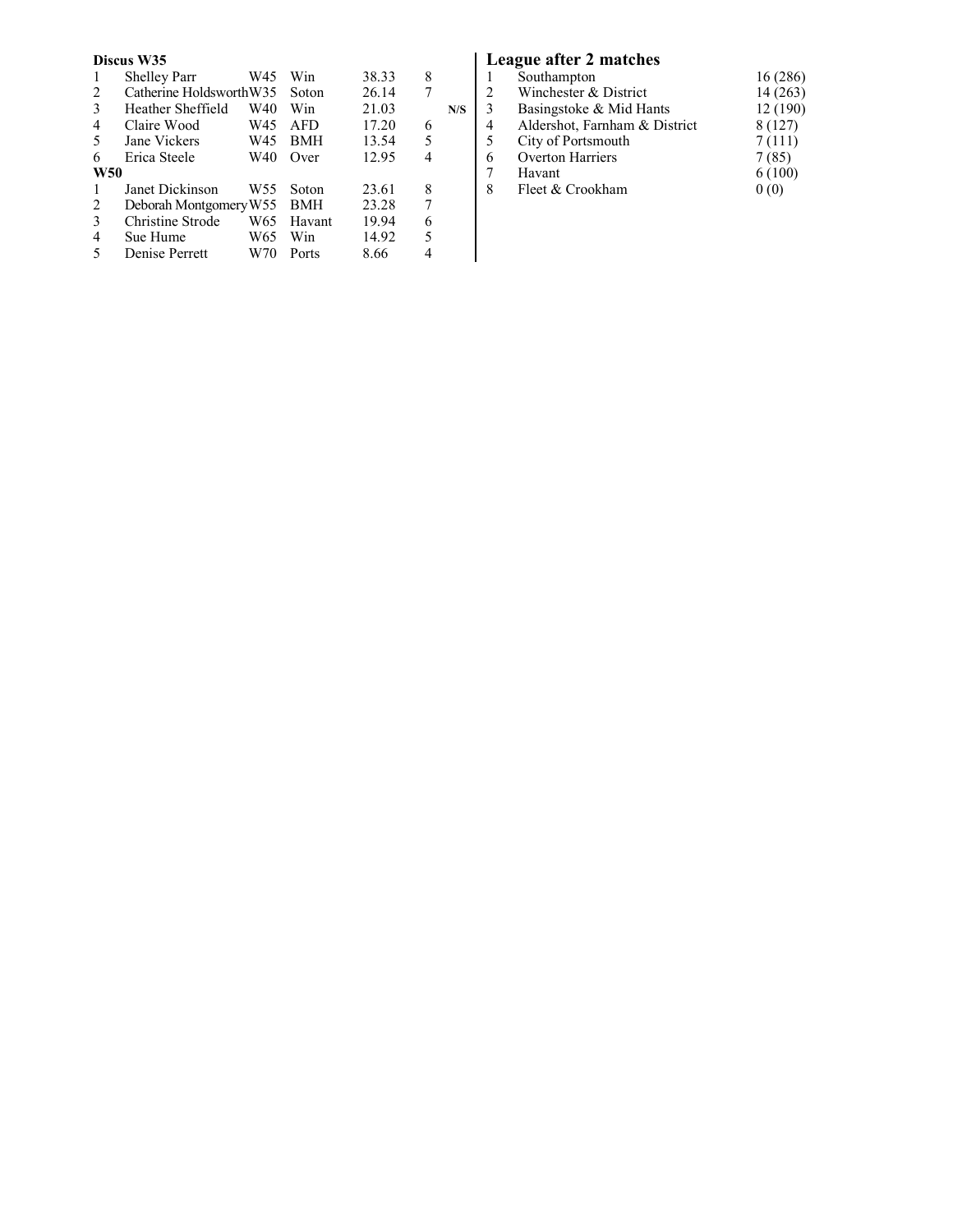**Discus W35**

| | | | | | | |
|---|---|---|---|---|---|---|
| 1 | Shelley Parr | W45 | Win | 38.33 | 8 | |
| 2 | Catherine Holdsworth | W35 | Soton | 26.14 | 7 | |
| 3 | Heather Sheffield | W40 | Win | 21.03 | | N/S |
| 4 | Claire Wood | W45 | AFD | 17.20 | 6 | |
| 5 | Jane Vickers | W45 | BMH | 13.54 | 5 | |
| 6 | Erica Steele | W40 | Over | 12.95 | 4 | |

**W50**

| | | | | | |
|---|---|---|---|---|---|
| 1 | Janet Dickinson | W55 | Soton | 23.61 | 8 |
| 2 | Deborah Montgomery | W55 | BMH | 23.28 | 7 |
| 3 | Christine Strode | W65 | Havant | 19.94 | 6 |
| 4 | Sue Hume | W65 | Win | 14.92 | 5 |
| 5 | Denise Perrett | W70 | Ports | 8.66 | 4 |

## League after 2 matches

| | | |
|---|---|---|
| 1 | Southampton | 16 (286) |
| 2 | Winchester & District | 14 (263) |
| 3 | Basingstoke & Mid Hants | 12 (190) |
| 4 | Aldershot, Farnham & District | 8 (127) |
| 5 | City of Portsmouth | 7 (111) |
| 6 | Overton Harriers | 7 (85) |
| 7 | Havant | 6 (100) |
| 8 | Fleet & Crookham | 0 (0) |